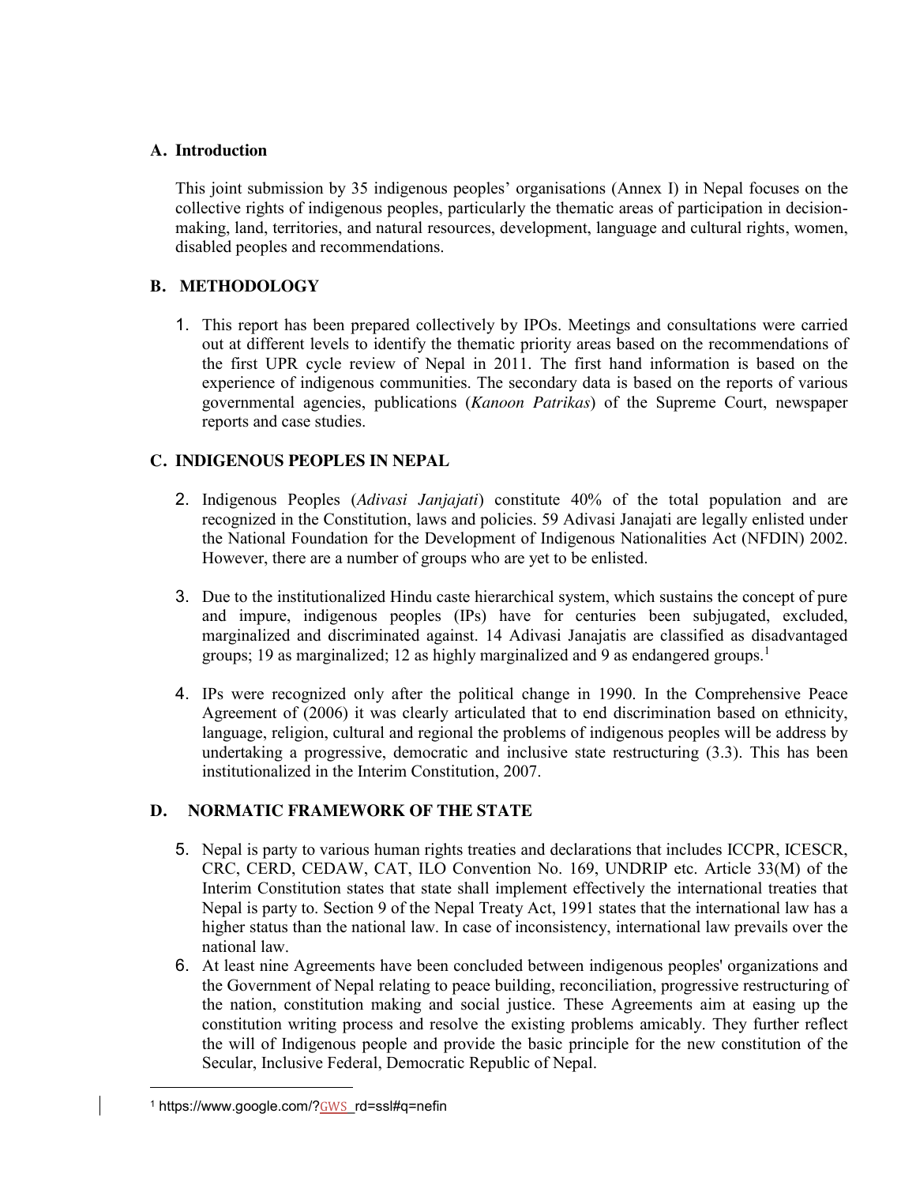## A. Introduction

This joint submission by 35 indigenous peoples' organisations (Annex I) in Nepal focuses on the collective rights of indigenous peoples, particularly the thematic areas of participation in decision-making, land, territories, and natural resources, development, language and cultural rights, women, disabled peoples and recommendations.

## B. METHODOLOGY

1. This report has been prepared collectively by IPOs. Meetings and consultations were carried out at different levels to identify the thematic priority areas based on the recommendations of the first UPR cycle review of Nepal in 2011. The first hand information is based on the experience of indigenous communities. The secondary data is based on the reports of various governmental agencies, publications (*Kanoon Patrikas*) of the Supreme Court, newspaper reports and case studies.

## C. INDIGENOUS PEOPLES IN NEPAL

2. Indigenous Peoples (*Adivasi Janjajati*) constitute 40% of the total population and are recognized in the Constitution, laws and policies. 59 Adivasi Janajati are legally enlisted under the National Foundation for the Development of Indigenous Nationalities Act (NFDIN) 2002. However, there are a number of groups who are yet to be enlisted.

3. Due to the institutionalized Hindu caste hierarchical system, which sustains the concept of pure and impure, indigenous peoples (IPs) have for centuries been subjugated, excluded, marginalized and discriminated against. 14 Adivasi Janajatis are classified as disadvantaged groups; 19 as marginalized; 12 as highly marginalized and 9 as endangered groups.[1]

4. IPs were recognized only after the political change in 1990. In the Comprehensive Peace Agreement of (2006) it was clearly articulated that to end discrimination based on ethnicity, language, religion, cultural and regional the problems of indigenous peoples will be address by undertaking a progressive, democratic and inclusive state restructuring (3.3). This has been institutionalized in the Interim Constitution, 2007.

## D. NORMATIC FRAMEWORK OF THE STATE

5. Nepal is party to various human rights treaties and declarations that includes ICCPR, ICESCR, CRC, CERD, CEDAW, CAT, ILO Convention No. 169, UNDRIP etc. Article 33(M) of the Interim Constitution states that state shall implement effectively the international treaties that Nepal is party to. Section 9 of the Nepal Treaty Act, 1991 states that the international law has a higher status than the national law. In case of inconsistency, international law prevails over the national law.
6. At least nine Agreements have been concluded between indigenous peoples' organizations and the Government of Nepal relating to peace building, reconciliation, progressive restructuring of the nation, constitution making and social justice. These Agreements aim at easing up the constitution writing process and resolve the existing problems amicably. They further reflect the will of Indigenous people and provide the basic principle for the new constitution of the Secular, Inclusive Federal, Democratic Republic of Nepal.

---

[1] https://www.google.com/?GWS_rd=ssl#q=nefin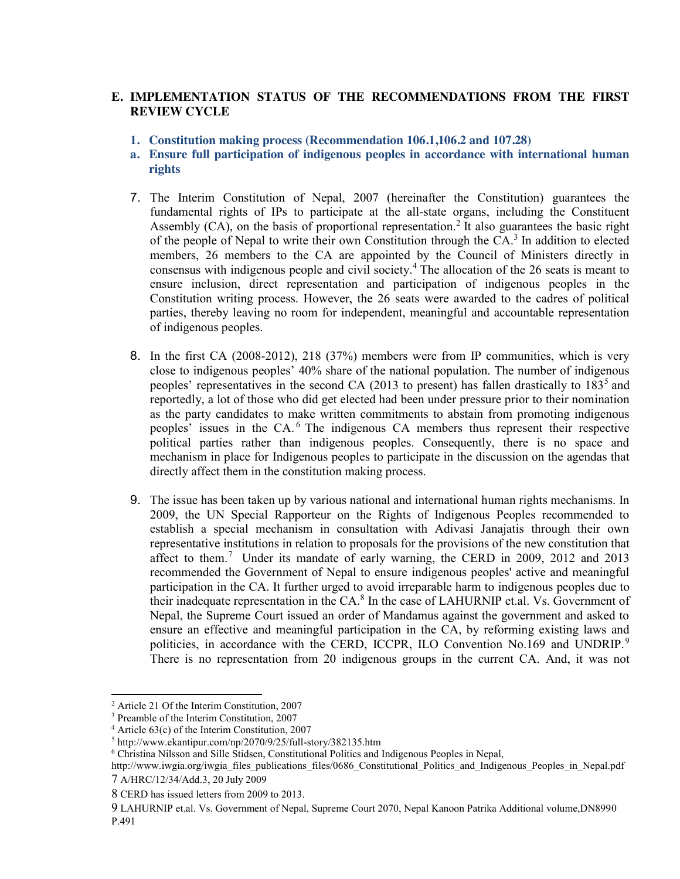## E. IMPLEMENTATION STATUS OF THE RECOMMENDATIONS FROM THE FIRST REVIEW CYCLE

### 1. Constitution making process (Recommendation 106.1,106.2 and 107.28)

#### a. Ensure full participation of indigenous peoples in accordance with international human rights

7. The Interim Constitution of Nepal, 2007 (hereinafter the Constitution) guarantees the fundamental rights of IPs to participate at the all-state organs, including the Constituent Assembly (CA), on the basis of proportional representation.[2] It also guarantees the basic right of the people of Nepal to write their own Constitution through the CA.[3] In addition to elected members, 26 members to the CA are appointed by the Council of Ministers directly in consensus with indigenous people and civil society.[4] The allocation of the 26 seats is meant to ensure inclusion, direct representation and participation of indigenous peoples in the Constitution writing process. However, the 26 seats were awarded to the cadres of political parties, thereby leaving no room for independent, meaningful and accountable representation of indigenous peoples.

8. In the first CA (2008-2012), 218 (37%) members were from IP communities, which is very close to indigenous peoples' 40% share of the national population. The number of indigenous peoples' representatives in the second CA (2013 to present) has fallen drastically to 183[5] and reportedly, a lot of those who did get elected had been under pressure prior to their nomination as the party candidates to make written commitments to abstain from promoting indigenous peoples' issues in the CA.[6] The indigenous CA members thus represent their respective political parties rather than indigenous peoples. Consequently, there is no space and mechanism in place for Indigenous peoples to participate in the discussion on the agendas that directly affect them in the constitution making process.

9. The issue has been taken up by various national and international human rights mechanisms. In 2009, the UN Special Rapporteur on the Rights of Indigenous Peoples recommended to establish a special mechanism in consultation with Adivasi Janajatis through their own representative institutions in relation to proposals for the provisions of the new constitution that affect to them.[7] Under its mandate of early warning, the CERD in 2009, 2012 and 2013 recommended the Government of Nepal to ensure indigenous peoples' active and meaningful participation in the CA. It further urged to avoid irreparable harm to indigenous peoples due to their inadequate representation in the CA.[8] In the case of LAHURNIP et.al. Vs. Government of Nepal, the Supreme Court issued an order of Mandamus against the government and asked to ensure an effective and meaningful participation in the CA, by reforming existing laws and politicies, in accordance with the CERD, ICCPR, ILO Convention No.169 and UNDRIP.[9] There is no representation from 20 indigenous groups in the current CA. And, it was not

---

[2] Article 21 Of the Interim Constitution, 2007

[3] Preamble of the Interim Constitution, 2007

[4] Article 63(c) of the Interim Constitution, 2007

[5] http://www.ekantipur.com/np/2070/9/25/full-story/382135.htm

[6] Christina Nilsson and Sille Stidsen, Constitutional Politics and Indigenous Peoples in Nepal, http://www.iwgia.org/iwgia_files_publications_files/0686_Constitutional_Politics_and_Indigenous_Peoples_in_Nepal.pdf

[7] A/HRC/12/34/Add.3, 20 July 2009

[8] CERD has issued letters from 2009 to 2013.

[9] LAHURNIP et.al. Vs. Government of Nepal, Supreme Court 2070, Nepal Kanoon Patrika Additional volume,DN8990 P.491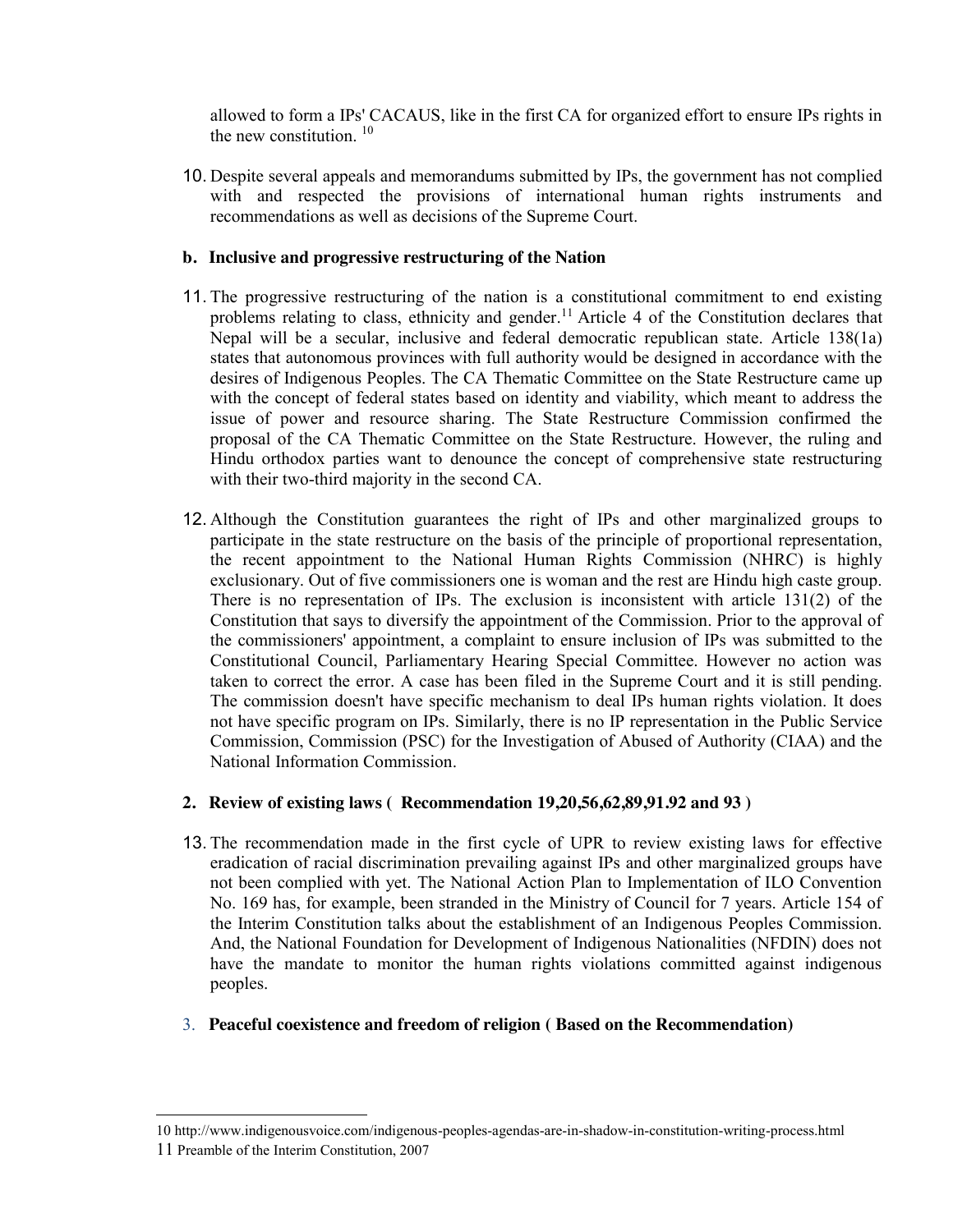allowed to form a IPs' CACAUS, like in the first CA for organized effort to ensure IPs rights in the new constitution. [10]

10. Despite several appeals and memorandums submitted by IPs, the government has not complied with and respected the provisions of international human rights instruments and recommendations as well as decisions of the Supreme Court.

**b. Inclusive and progressive restructuring of the Nation**

11. The progressive restructuring of the nation is a constitutional commitment to end existing problems relating to class, ethnicity and gender.[11] Article 4 of the Constitution declares that Nepal will be a secular, inclusive and federal democratic republican state. Article 138(1a) states that autonomous provinces with full authority would be designed in accordance with the desires of Indigenous Peoples. The CA Thematic Committee on the State Restructure came up with the concept of federal states based on identity and viability, which meant to address the issue of power and resource sharing. The State Restructure Commission confirmed the proposal of the CA Thematic Committee on the State Restructure. However, the ruling and Hindu orthodox parties want to denounce the concept of comprehensive state restructuring with their two-third majority in the second CA.

12. Although the Constitution guarantees the right of IPs and other marginalized groups to participate in the state restructure on the basis of the principle of proportional representation, the recent appointment to the National Human Rights Commission (NHRC) is highly exclusionary. Out of five commissioners one is woman and the rest are Hindu high caste group. There is no representation of IPs. The exclusion is inconsistent with article 131(2) of the Constitution that says to diversify the appointment of the Commission. Prior to the approval of the commissioners' appointment, a complaint to ensure inclusion of IPs was submitted to the Constitutional Council, Parliamentary Hearing Special Committee. However no action was taken to correct the error. A case has been filed in the Supreme Court and it is still pending. The commission doesn't have specific mechanism to deal IPs human rights violation. It does not have specific program on IPs. Similarly, there is no IP representation in the Public Service Commission, Commission (PSC) for the Investigation of Abused of Authority (CIAA) and the National Information Commission.

**2. Review of existing laws ( Recommendation 19,20,56,62,89,91.92 and 93 )**

13. The recommendation made in the first cycle of UPR to review existing laws for effective eradication of racial discrimination prevailing against IPs and other marginalized groups have not been complied with yet. The National Action Plan to Implementation of ILO Convention No. 169 has, for example, been stranded in the Ministry of Council for 7 years. Article 154 of the Interim Constitution talks about the establishment of an Indigenous Peoples Commission. And, the National Foundation for Development of Indigenous Nationalities (NFDIN) does not have the mandate to monitor the human rights violations committed against indigenous peoples.

**3. Peaceful coexistence and freedom of religion ( Based on the Recommendation)**

---

10 http://www.indigenousvoice.com/indigenous-peoples-agendas-are-in-shadow-in-constitution-writing-process.html

11 Preamble of the Interim Constitution, 2007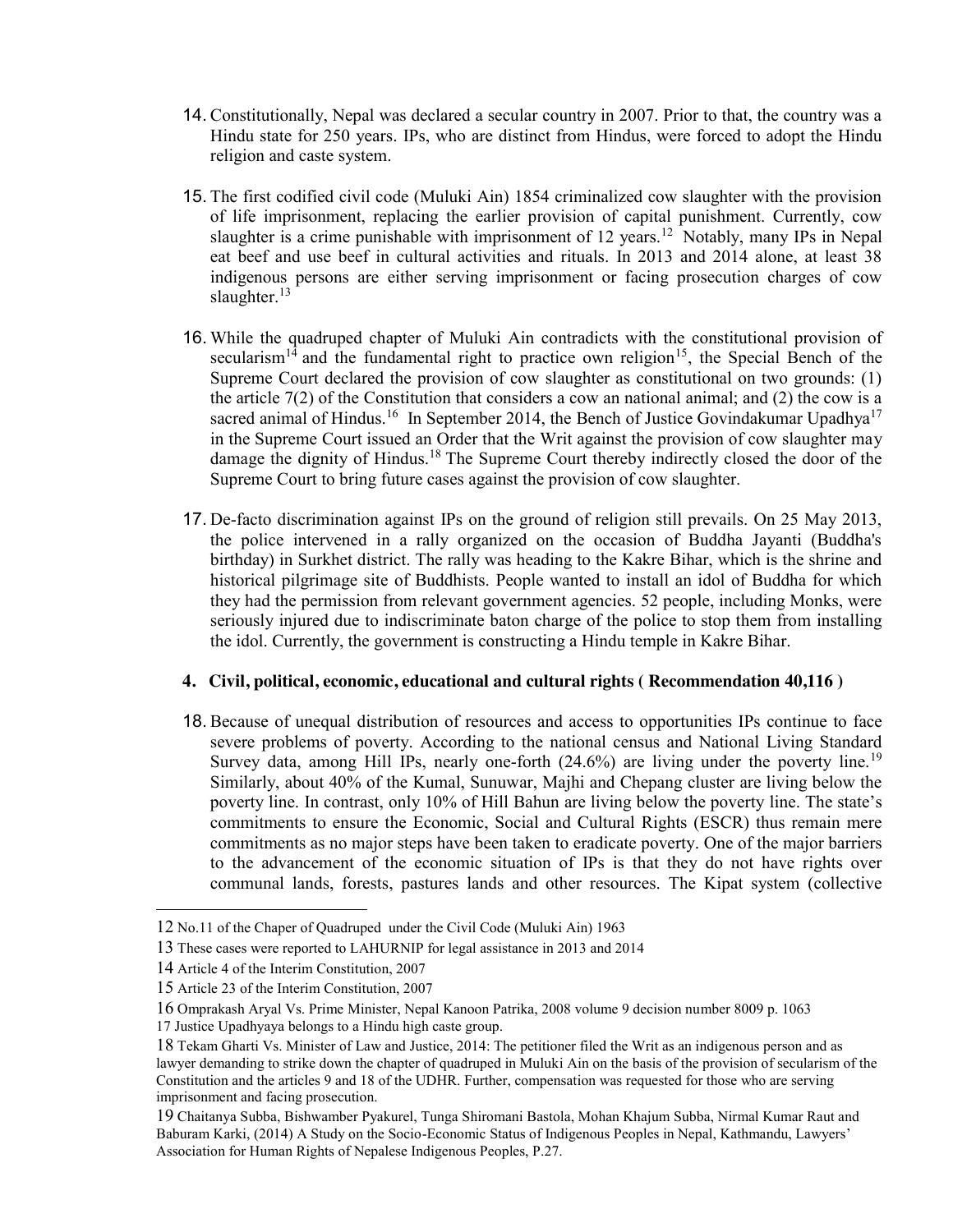14. Constitutionally, Nepal was declared a secular country in 2007. Prior to that, the country was a Hindu state for 250 years. IPs, who are distinct from Hindus, were forced to adopt the Hindu religion and caste system.

15. The first codified civil code (Muluki Ain) 1854 criminalized cow slaughter with the provision of life imprisonment, replacing the earlier provision of capital punishment. Currently, cow slaughter is a crime punishable with imprisonment of 12 years.[12] Notably, many IPs in Nepal eat beef and use beef in cultural activities and rituals. In 2013 and 2014 alone, at least 38 indigenous persons are either serving imprisonment or facing prosecution charges of cow slaughter.[13]

16. While the quadruped chapter of Muluki Ain contradicts with the constitutional provision of secularism[14] and the fundamental right to practice own religion[15], the Special Bench of the Supreme Court declared the provision of cow slaughter as constitutional on two grounds: (1) the article 7(2) of the Constitution that considers a cow an national animal; and (2) the cow is a sacred animal of Hindus.[16] In September 2014, the Bench of Justice Govindakumar Upadhya[17] in the Supreme Court issued an Order that the Writ against the provision of cow slaughter may damage the dignity of Hindus.[18] The Supreme Court thereby indirectly closed the door of the Supreme Court to bring future cases against the provision of cow slaughter.

17. De-facto discrimination against IPs on the ground of religion still prevails. On 25 May 2013, the police intervened in a rally organized on the occasion of Buddha Jayanti (Buddha's birthday) in Surkhet district. The rally was heading to the Kakre Bihar, which is the shrine and historical pilgrimage site of Buddhists. People wanted to install an idol of Buddha for which they had the permission from relevant government agencies. 52 people, including Monks, were seriously injured due to indiscriminate baton charge of the police to stop them from installing the idol. Currently, the government is constructing a Hindu temple in Kakre Bihar.

### 4. Civil, political, economic, educational and cultural rights ( Recommendation 40,116 )

18. Because of unequal distribution of resources and access to opportunities IPs continue to face severe problems of poverty. According to the national census and National Living Standard Survey data, among Hill IPs, nearly one-forth (24.6%) are living under the poverty line.[19] Similarly, about 40% of the Kumal, Sunuwar, Majhi and Chepang cluster are living below the poverty line. In contrast, only 10% of Hill Bahun are living below the poverty line. The state's commitments to ensure the Economic, Social and Cultural Rights (ESCR) thus remain mere commitments as no major steps have been taken to eradicate poverty. One of the major barriers to the advancement of the economic situation of IPs is that they do not have rights over communal lands, forests, pastures lands and other resources. The Kipat system (collective

---

12 No.11 of the Chaper of Quadruped under the Civil Code (Muluki Ain) 1963

13 These cases were reported to LAHURNIP for legal assistance in 2013 and 2014

14 Article 4 of the Interim Constitution, 2007

15 Article 23 of the Interim Constitution, 2007

16 Omprakash Aryal Vs. Prime Minister, Nepal Kanoon Patrika, 2008 volume 9 decision number 8009 p. 1063

17 Justice Upadhyaya belongs to a Hindu high caste group.

18 Tekam Gharti Vs. Minister of Law and Justice, 2014: The petitioner filed the Writ as an indigenous person and as lawyer demanding to strike down the chapter of quadruped in Muluki Ain on the basis of the provision of secularism of the Constitution and the articles 9 and 18 of the UDHR. Further, compensation was requested for those who are serving imprisonment and facing prosecution.

19 Chaitanya Subba, Bishwamber Pyakurel, Tunga Shiromani Bastola, Mohan Khajum Subba, Nirmal Kumar Raut and Baburam Karki, (2014) A Study on the Socio-Economic Status of Indigenous Peoples in Nepal, Kathmandu, Lawyers' Association for Human Rights of Nepalese Indigenous Peoples, P.27.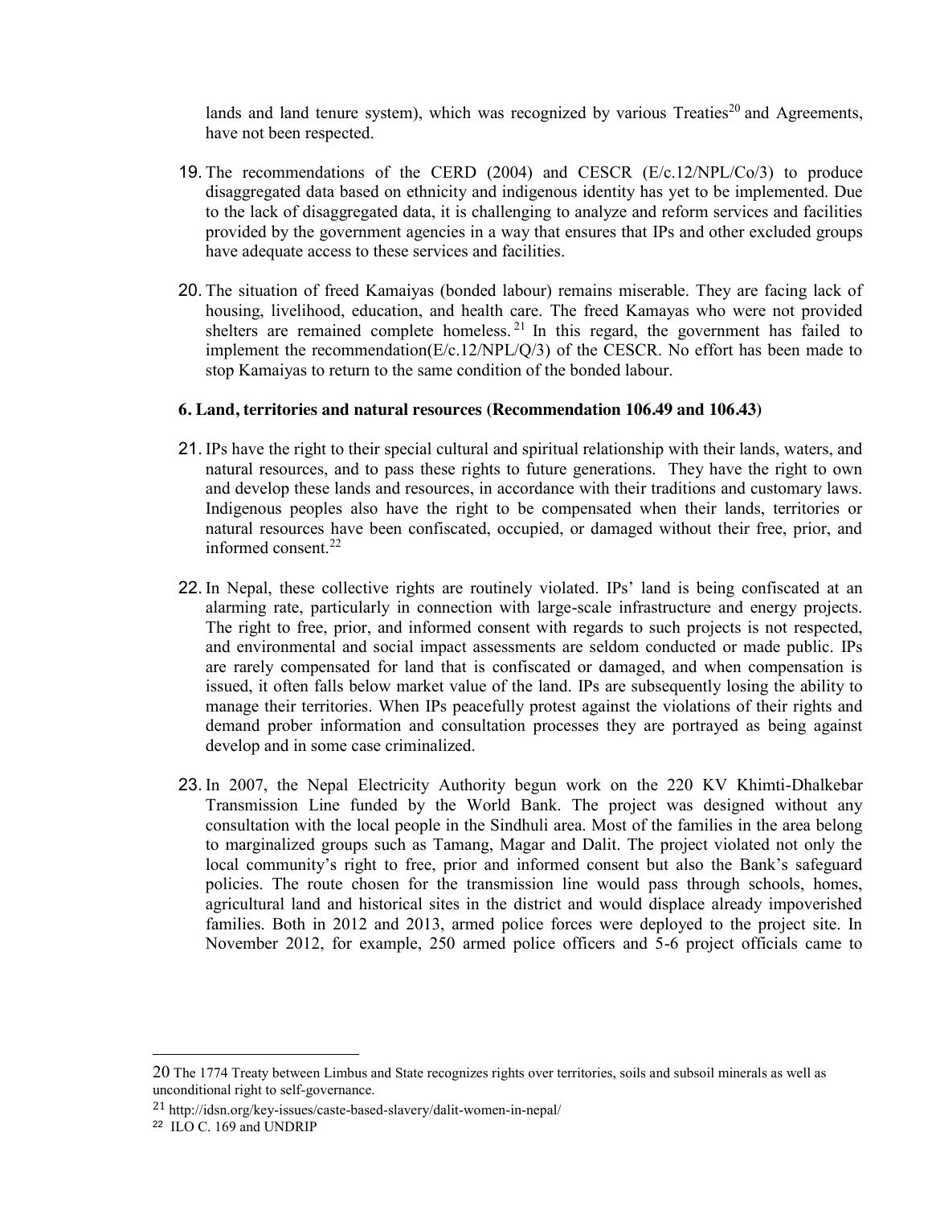lands and land tenure system), which was recognized by various Treaties[20] and Agreements, have not been respected.

19. The recommendations of the CERD (2004) and CESCR (E/c.12/NPL/Co/3) to produce disaggregated data based on ethnicity and indigenous identity has yet to be implemented. Due to the lack of disaggregated data, it is challenging to analyze and reform services and facilities provided by the government agencies in a way that ensures that IPs and other excluded groups have adequate access to these services and facilities.

20. The situation of freed Kamaiyas (bonded labour) remains miserable. They are facing lack of housing, livelihood, education, and health care. The freed Kamayas who were not provided shelters are remained complete homeless.[21] In this regard, the government has failed to implement the recommendation(E/c.12/NPL/Q/3) of the CESCR. No effort has been made to stop Kamaiyas to return to the same condition of the bonded labour.

**6. Land, territories and natural resources (Recommendation 106.49 and 106.43)**

21. IPs have the right to their special cultural and spiritual relationship with their lands, waters, and natural resources, and to pass these rights to future generations. They have the right to own and develop these lands and resources, in accordance with their traditions and customary laws. Indigenous peoples also have the right to be compensated when their lands, territories or natural resources have been confiscated, occupied, or damaged without their free, prior, and informed consent.[22]

22. In Nepal, these collective rights are routinely violated. IPs' land is being confiscated at an alarming rate, particularly in connection with large-scale infrastructure and energy projects. The right to free, prior, and informed consent with regards to such projects is not respected, and environmental and social impact assessments are seldom conducted or made public. IPs are rarely compensated for land that is confiscated or damaged, and when compensation is issued, it often falls below market value of the land. IPs are subsequently losing the ability to manage their territories. When IPs peacefully protest against the violations of their rights and demand prober information and consultation processes they are portrayed as being against develop and in some case criminalized.

23. In 2007, the Nepal Electricity Authority begun work on the 220 KV Khimti-Dhalkebar Transmission Line funded by the World Bank. The project was designed without any consultation with the local people in the Sindhuli area. Most of the families in the area belong to marginalized groups such as Tamang, Magar and Dalit. The project violated not only the local community's right to free, prior and informed consent but also the Bank's safeguard policies. The route chosen for the transmission line would pass through schools, homes, agricultural land and historical sites in the district and would displace already impoverished families. Both in 2012 and 2013, armed police forces were deployed to the project site. In November 2012, for example, 250 armed police officers and 5-6 project officials came to

---

[20] The 1774 Treaty between Limbus and State recognizes rights over territories, soils and subsoil minerals as well as unconditional right to self-governance.

[21] http://idsn.org/key-issues/caste-based-slavery/dalit-women-in-nepal/

[22] ILO C. 169 and UNDRIP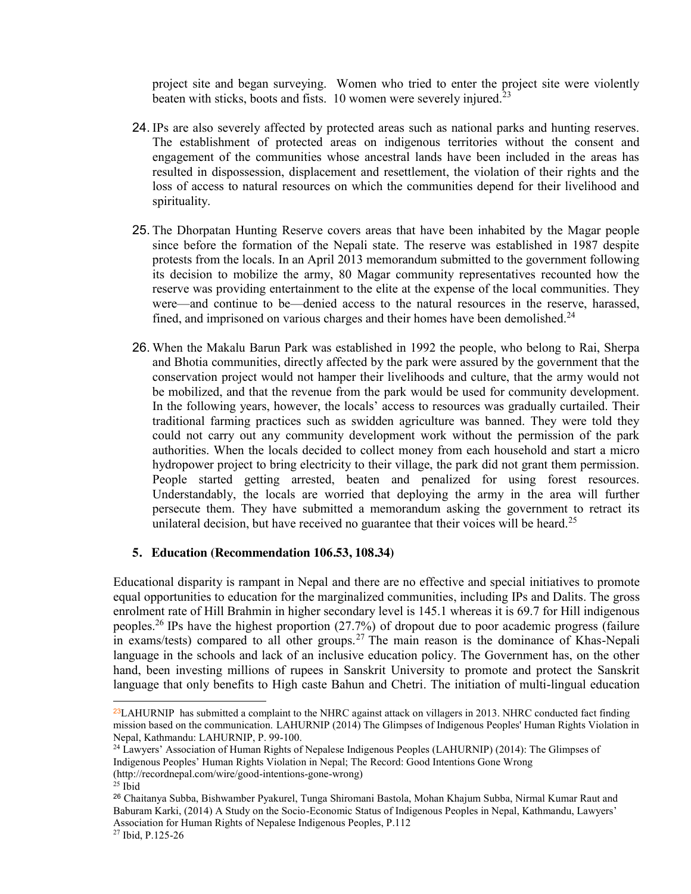project site and began surveying. Women who tried to enter the project site were violently beaten with sticks, boots and fists. 10 women were severely injured.[23]

24. IPs are also severely affected by protected areas such as national parks and hunting reserves. The establishment of protected areas on indigenous territories without the consent and engagement of the communities whose ancestral lands have been included in the areas has resulted in dispossession, displacement and resettlement, the violation of their rights and the loss of access to natural resources on which the communities depend for their livelihood and spirituality.

25. The Dhorpatan Hunting Reserve covers areas that have been inhabited by the Magar people since before the formation of the Nepali state. The reserve was established in 1987 despite protests from the locals. In an April 2013 memorandum submitted to the government following its decision to mobilize the army, 80 Magar community representatives recounted how the reserve was providing entertainment to the elite at the expense of the local communities. They were—and continue to be—denied access to the natural resources in the reserve, harassed, fined, and imprisoned on various charges and their homes have been demolished.[24]

26. When the Makalu Barun Park was established in 1992 the people, who belong to Rai, Sherpa and Bhotia communities, directly affected by the park were assured by the government that the conservation project would not hamper their livelihoods and culture, that the army would not be mobilized, and that the revenue from the park would be used for community development. In the following years, however, the locals' access to resources was gradually curtailed. Their traditional farming practices such as swidden agriculture was banned. They were told they could not carry out any community development work without the permission of the park authorities. When the locals decided to collect money from each household and start a micro hydropower project to bring electricity to their village, the park did not grant them permission. People started getting arrested, beaten and penalized for using forest resources. Understandably, the locals are worried that deploying the army in the area will further persecute them. They have submitted a memorandum asking the government to retract its unilateral decision, but have received no guarantee that their voices will be heard.[25]

### 5. Education (Recommendation 106.53, 108.34)

Educational disparity is rampant in Nepal and there are no effective and special initiatives to promote equal opportunities to education for the marginalized communities, including IPs and Dalits. The gross enrolment rate of Hill Brahmin in higher secondary level is 145.1 whereas it is 69.7 for Hill indigenous peoples.[26] IPs have the highest proportion (27.7%) of dropout due to poor academic progress (failure in exams/tests) compared to all other groups.[27] The main reason is the dominance of Khas-Nepali language in the schools and lack of an inclusive education policy. The Government has, on the other hand, been investing millions of rupees in Sanskrit University to promote and protect the Sanskrit language that only benefits to High caste Bahun and Chetri. The initiation of multi-lingual education

---

[23] LAHURNIP has submitted a complaint to the NHRC against attack on villagers in 2013. NHRC conducted fact finding mission based on the communication. LAHURNIP (2014) The Glimpses of Indigenous Peoples' Human Rights Violation in Nepal, Kathmandu: LAHURNIP, P. 99-100.

[24] Lawyers' Association of Human Rights of Nepalese Indigenous Peoples (LAHURNIP) (2014): The Glimpses of Indigenous Peoples' Human Rights Violation in Nepal; The Record: Good Intentions Gone Wrong (http://recordnepal.com/wire/good-intentions-gone-wrong)

[25] Ibid

[26] Chaitanya Subba, Bishwamber Pyakurel, Tunga Shiromani Bastola, Mohan Khajum Subba, Nirmal Kumar Raut and Baburam Karki, (2014) A Study on the Socio-Economic Status of Indigenous Peoples in Nepal, Kathmandu, Lawyers' Association for Human Rights of Nepalese Indigenous Peoples, P.112

[27] Ibid, P.125-26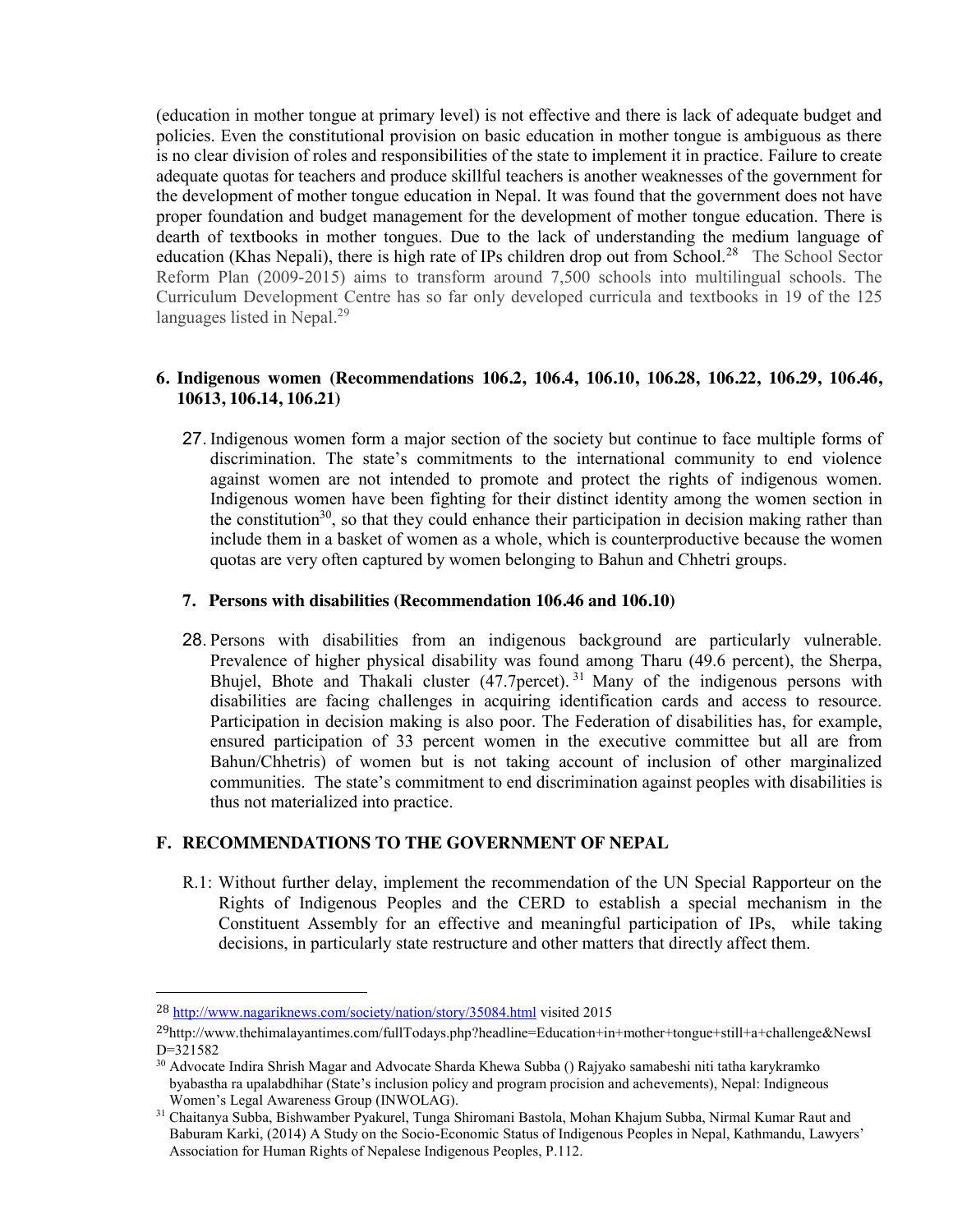(education in mother tongue at primary level) is not effective and there is lack of adequate budget and policies. Even the constitutional provision on basic education in mother tongue is ambiguous as there is no clear division of roles and responsibilities of the state to implement it in practice. Failure to create adequate quotas for teachers and produce skillful teachers is another weaknesses of the government for the development of mother tongue education in Nepal. It was found that the government does not have proper foundation and budget management for the development of mother tongue education. There is dearth of textbooks in mother tongues. Due to the lack of understanding the medium language of education (Khas Nepali), there is high rate of IPs children drop out from School.[28] The School Sector Reform Plan (2009-2015) aims to transform around 7,500 schools into multilingual schools. The Curriculum Development Centre has so far only developed curricula and textbooks in 19 of the 125 languages listed in Nepal.[29]

### 6. Indigenous women (Recommendations 106.2, 106.4, 106.10, 106.28, 106.22, 106.29, 106.46, 10613, 106.14, 106.21)

27. Indigenous women form a major section of the society but continue to face multiple forms of discrimination. The state's commitments to the international community to end violence against women are not intended to promote and protect the rights of indigenous women. Indigenous women have been fighting for their distinct identity among the women section in the constitution[30], so that they could enhance their participation in decision making rather than include them in a basket of women as a whole, which is counterproductive because the women quotas are very often captured by women belonging to Bahun and Chhetri groups.

### 7. Persons with disabilities (Recommendation 106.46 and 106.10)

28. Persons with disabilities from an indigenous background are particularly vulnerable. Prevalence of higher physical disability was found among Tharu (49.6 percent), the Sherpa, Bhujel, Bhote and Thakali cluster (47.7percet).[31] Many of the indigenous persons with disabilities are facing challenges in acquiring identification cards and access to resource. Participation in decision making is also poor. The Federation of disabilities has, for example, ensured participation of 33 percent women in the executive committee but all are from Bahun/Chhetris) of women but is not taking account of inclusion of other marginalized communities. The state's commitment to end discrimination against peoples with disabilities is thus not materialized into practice.

## F. RECOMMENDATIONS TO THE GOVERNMENT OF NEPAL

R.1: Without further delay, implement the recommendation of the UN Special Rapporteur on the Rights of Indigenous Peoples and the CERD to establish a special mechanism in the Constituent Assembly for an effective and meaningful participation of IPs, while taking decisions, in particularly state restructure and other matters that directly affect them.

---

[28] http://www.nagariknews.com/society/nation/story/35084.html visited 2015

[29] http://www.thehimalayantimes.com/fullTodays.php?headline=Education+in+mother+tongue+still+a+challenge&NewsID=321582

[30] Advocate Indira Shrish Magar and Advocate Sharda Khewa Subba () Rajyako samabeshi niti tatha karykramko byabastha ra upalabdhihar (State's inclusion policy and program procision and achevements), Nepal: Indigneous Women's Legal Awareness Group (INWOLAG).

[31] Chaitanya Subba, Bishwamber Pyakurel, Tunga Shiromani Bastola, Mohan Khajum Subba, Nirmal Kumar Raut and Baburam Karki, (2014) A Study on the Socio-Economic Status of Indigenous Peoples in Nepal, Kathmandu, Lawyers' Association for Human Rights of Nepalese Indigenous Peoples, P.112.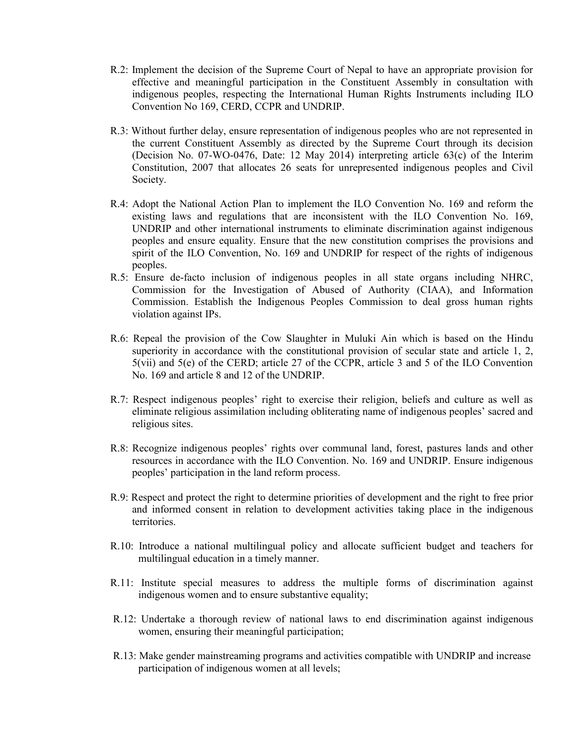R.2: Implement the decision of the Supreme Court of Nepal to have an appropriate provision for effective and meaningful participation in the Constituent Assembly in consultation with indigenous peoples, respecting the International Human Rights Instruments including ILO Convention No 169, CERD, CCPR and UNDRIP.

R.3: Without further delay, ensure representation of indigenous peoples who are not represented in the current Constituent Assembly as directed by the Supreme Court through its decision (Decision No. 07-WO-0476, Date: 12 May 2014) interpreting article 63(c) of the Interim Constitution, 2007 that allocates 26 seats for unrepresented indigenous peoples and Civil Society.

R.4: Adopt the National Action Plan to implement the ILO Convention No. 169 and reform the existing laws and regulations that are inconsistent with the ILO Convention No. 169, UNDRIP and other international instruments to eliminate discrimination against indigenous peoples and ensure equality. Ensure that the new constitution comprises the provisions and spirit of the ILO Convention, No. 169 and UNDRIP for respect of the rights of indigenous peoples.

R.5: Ensure de-facto inclusion of indigenous peoples in all state organs including NHRC, Commission for the Investigation of Abused of Authority (CIAA), and Information Commission. Establish the Indigenous Peoples Commission to deal gross human rights violation against IPs.

R.6: Repeal the provision of the Cow Slaughter in Muluki Ain which is based on the Hindu superiority in accordance with the constitutional provision of secular state and article 1, 2, 5(vii) and 5(e) of the CERD; article 27 of the CCPR, article 3 and 5 of the ILO Convention No. 169 and article 8 and 12 of the UNDRIP.

R.7: Respect indigenous peoples' right to exercise their religion, beliefs and culture as well as eliminate religious assimilation including obliterating name of indigenous peoples' sacred and religious sites.

R.8: Recognize indigenous peoples' rights over communal land, forest, pastures lands and other resources in accordance with the ILO Convention. No. 169 and UNDRIP. Ensure indigenous peoples' participation in the land reform process.

R.9: Respect and protect the right to determine priorities of development and the right to free prior and informed consent in relation to development activities taking place in the indigenous territories.

R.10: Introduce a national multilingual policy and allocate sufficient budget and teachers for multilingual education in a timely manner.

R.11: Institute special measures to address the multiple forms of discrimination against indigenous women and to ensure substantive equality;

R.12: Undertake a thorough review of national laws to end discrimination against indigenous women, ensuring their meaningful participation;

R.13: Make gender mainstreaming programs and activities compatible with UNDRIP and increase participation of indigenous women at all levels;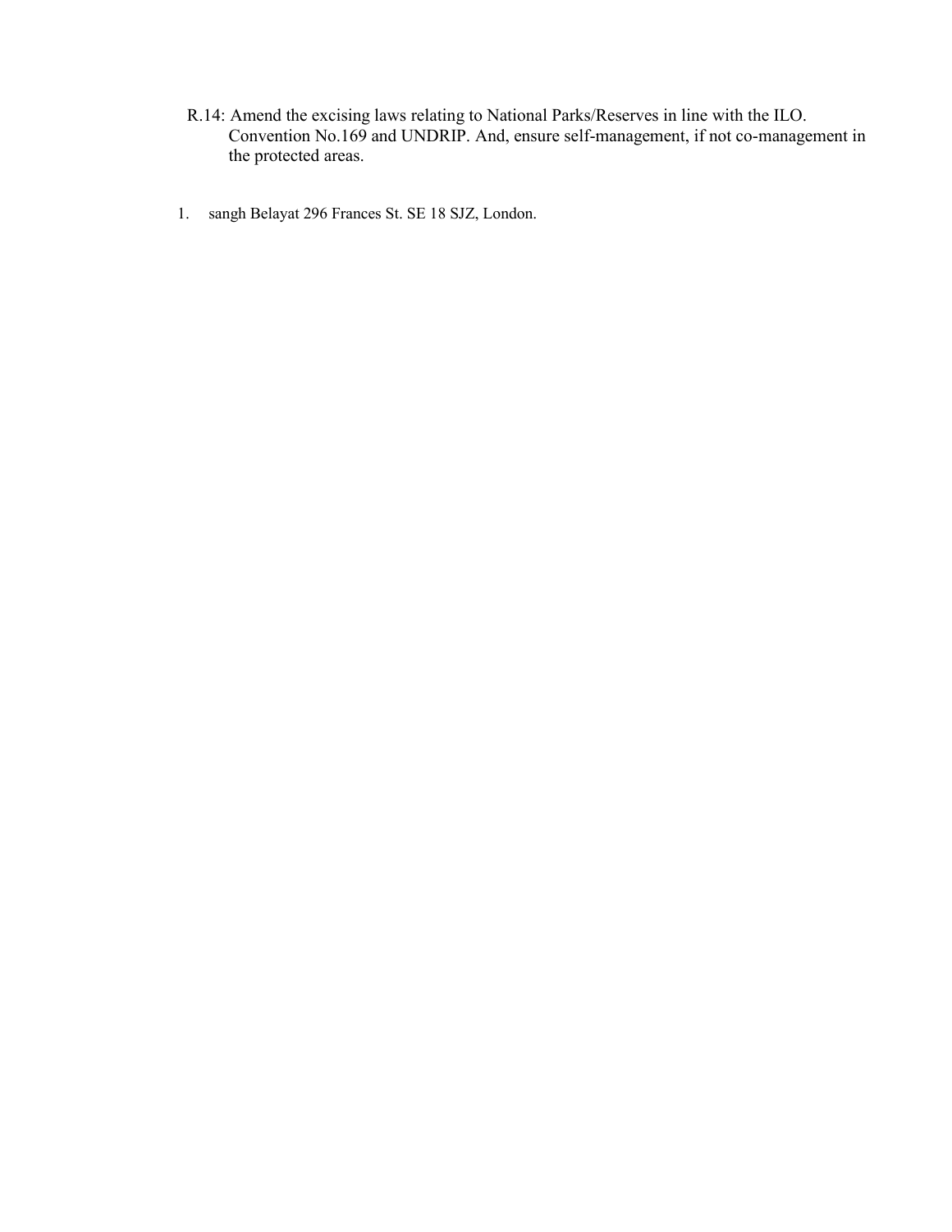R.14: Amend the excising laws relating to National Parks/Reserves in line with the ILO. Convention No.169 and UNDRIP. And, ensure self-management, if not co-management in the protected areas.

1. sangh Belayat 296 Frances St. SE 18 SJZ, London.